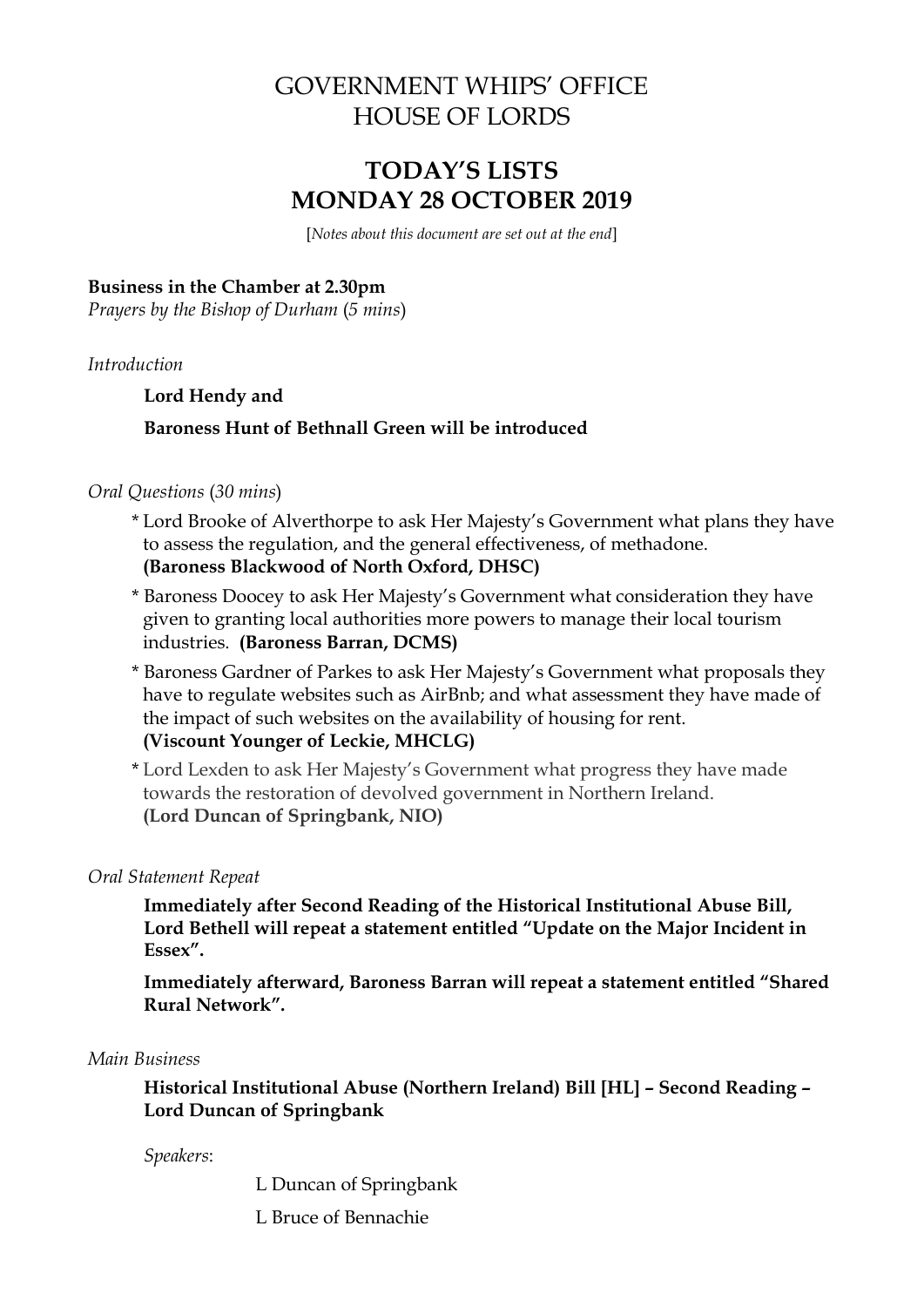# GOVERNMENT WHIPS' OFFICE
# HOUSE OF LORDS

## TODAY'S LISTS
## MONDAY 28 OCTOBER 2019

[*Notes about this document are set out at the end*]

**Business in the Chamber at 2.30pm**
*Prayers by the Bishop of Durham* (*5 mins*)

*Introduction*

**Lord Hendy and**

**Baroness Hunt of Bethnall Green will be introduced**

*Oral Questions* (*30 mins*)

* Lord Brooke of Alverthorpe to ask Her Majesty's Government what plans they have to assess the regulation, and the general effectiveness, of methadone. **(Baroness Blackwood of North Oxford, DHSC)**
* Baroness Doocey to ask Her Majesty's Government what consideration they have given to granting local authorities more powers to manage their local tourism industries. **(Baroness Barran, DCMS)**
* Baroness Gardner of Parkes to ask Her Majesty's Government what proposals they have to regulate websites such as AirBnb; and what assessment they have made of the impact of such websites on the availability of housing for rent. **(Viscount Younger of Leckie, MHCLG)**
* Lord Lexden to ask Her Majesty's Government what progress they have made towards the restoration of devolved government in Northern Ireland. **(Lord Duncan of Springbank, NIO)**

*Oral Statement Repeat*

**Immediately after Second Reading of the Historical Institutional Abuse Bill, Lord Bethell will repeat a statement entitled "Update on the Major Incident in Essex".**

**Immediately afterward, Baroness Barran will repeat a statement entitled "Shared Rural Network".**

*Main Business*

**Historical Institutional Abuse (Northern Ireland) Bill [HL] – Second Reading – Lord Duncan of Springbank**

*Speakers*:

L Duncan of Springbank

L Bruce of Bennachie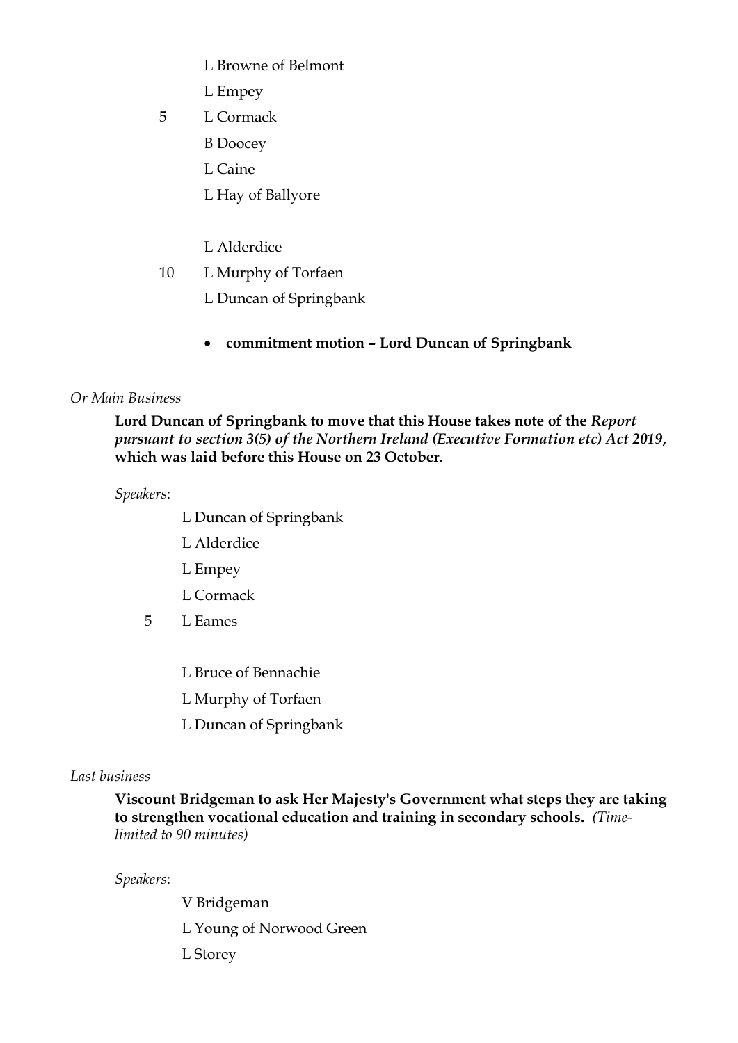L Browne of Belmont

L Empey

5 L Cormack

B Doocey

L Caine

L Hay of Ballyore

L Alderdice

10 L Murphy of Torfaen

L Duncan of Springbank

- **commitment motion – Lord Duncan of Springbank**

*Or Main Business*

**Lord Duncan of Springbank to move that this House takes note of the *Report pursuant to section 3(5) of the Northern Ireland (Executive Formation etc) Act 2019*, which was laid before this House on 23 October.**

*Speakers*:

L Duncan of Springbank

L Alderdice

L Empey

L Cormack

5 L Eames

L Bruce of Bennachie

L Murphy of Torfaen

L Duncan of Springbank

*Last business*

**Viscount Bridgeman to ask Her Majesty's Government what steps they are taking to strengthen vocational education and training in secondary schools.** *(Time-limited to 90 minutes)*

*Speakers*:

V Bridgeman

L Young of Norwood Green

L Storey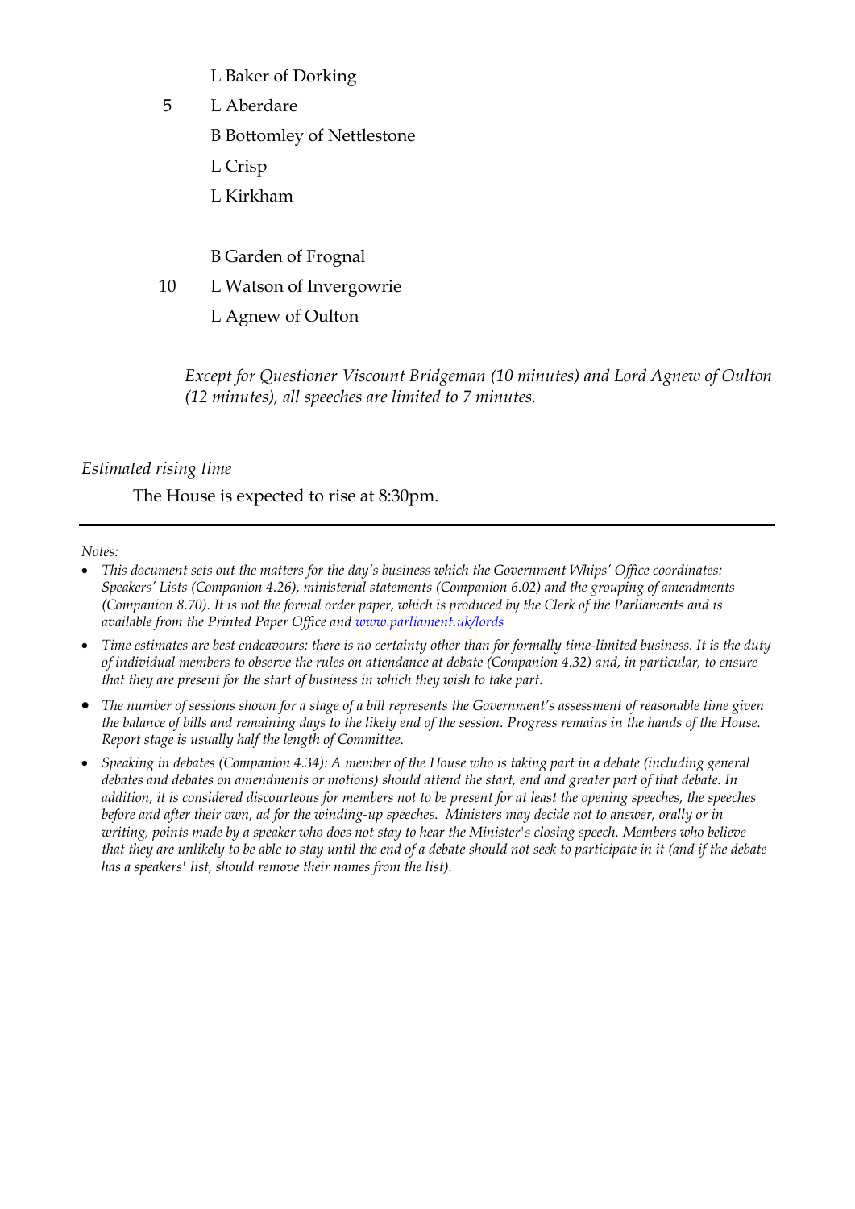L Baker of Dorking

5 L Aberdare

B Bottomley of Nettlestone

L Crisp

L Kirkham

B Garden of Frognal

10 L Watson of Invergowrie

L Agnew of Oulton

*Except for Questioner Viscount Bridgeman (10 minutes) and Lord Agnew of Oulton (12 minutes), all speeches are limited to 7 minutes.*

*Estimated rising time*

The House is expected to rise at 8:30pm.

---

*Notes:*

- *This document sets out the matters for the day's business which the Government Whips' Office coordinates: Speakers' Lists (Companion 4.26), ministerial statements (Companion 6.02) and the grouping of amendments (Companion 8.70). It is not the formal order paper, which is produced by the Clerk of the Parliaments and is available from the Printed Paper Office and [www.parliament.uk/lords](www.parliament.uk/lords)*
- *Time estimates are best endeavours: there is no certainty other than for formally time-limited business. It is the duty of individual members to observe the rules on attendance at debate (Companion 4.32) and, in particular, to ensure that they are present for the start of business in which they wish to take part.*
- *The number of sessions shown for a stage of a bill represents the Government's assessment of reasonable time given the balance of bills and remaining days to the likely end of the session. Progress remains in the hands of the House. Report stage is usually half the length of Committee.*
- *Speaking in debates (Companion 4.34): A member of the House who is taking part in a debate (including general debates and debates on amendments or motions) should attend the start, end and greater part of that debate. In addition, it is considered discourteous for members not to be present for at least the opening speeches, the speeches before and after their own, ad for the winding-up speeches. Ministers may decide not to answer, orally or in writing, points made by a speaker who does not stay to hear the Minister's closing speech. Members who believe that they are unlikely to be able to stay until the end of a debate should not seek to participate in it (and if the debate has a speakers' list, should remove their names from the list).*